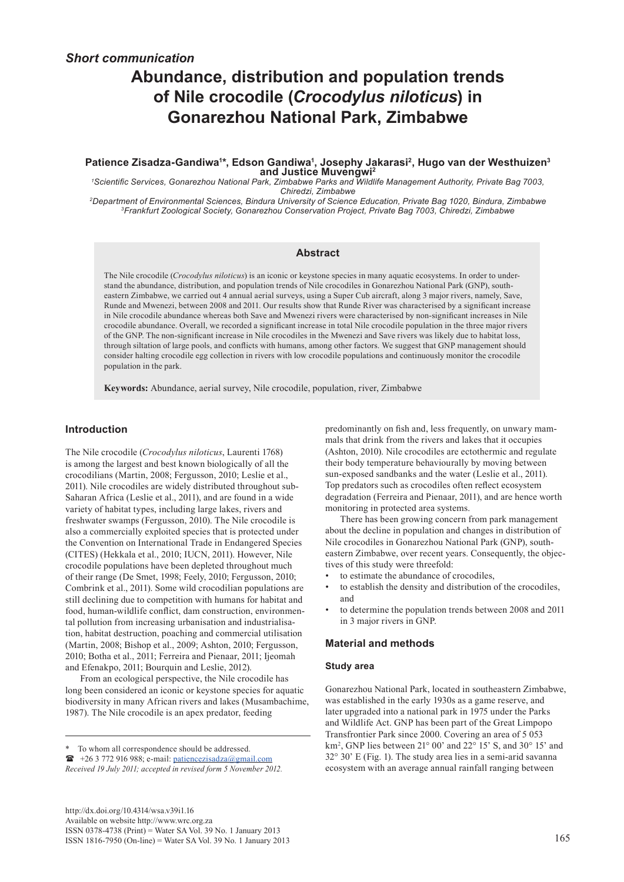*Short communication*

# Abundance, distribution and population trends of Nile crocodile (*Crocodylus niloticus*) in Gonarezhou National Park, Zimbabwe

**Patience Zisadza-Gandiwa[1]*, Edson Gandiwa[1], Josephy Jakarasi[2], Hugo van der Westhuizen[3] and Justice Muvengwi[2]**

[1]*Scientific Services, Gonarezhou National Park, Zimbabwe Parks and Wildlife Management Authority, Private Bag 7003, Chiredzi, Zimbabwe*

[2]*Department of Environmental Sciences, Bindura University of Science Education, Private Bag 1020, Bindura, Zimbabwe*

[3]*Frankfurt Zoological Society, Gonarezhou Conservation Project, Private Bag 7003, Chiredzi, Zimbabwe*

## Abstract

The Nile crocodile (*Crocodylus niloticus*) is an iconic or keystone species in many aquatic ecosystems. In order to understand the abundance, distribution, and population trends of Nile crocodiles in Gonarezhou National Park (GNP), southeastern Zimbabwe, we carried out 4 annual aerial surveys, using a Super Cub aircraft, along 3 major rivers, namely, Save, Runde and Mwenezi, between 2008 and 2011. Our results show that Runde River was characterised by a significant increase in Nile crocodile abundance whereas both Save and Mwenezi rivers were characterised by non-significant increases in Nile crocodile abundance. Overall, we recorded a significant increase in total Nile crocodile population in the three major rivers of the GNP. The non-significant increase in Nile crocodiles in the Mwenezi and Save rivers was likely due to habitat loss, through siltation of large pools, and conflicts with humans, among other factors. We suggest that GNP management should consider halting crocodile egg collection in rivers with low crocodile populations and continuously monitor the crocodile population in the park.

**Keywords:** Abundance, aerial survey, Nile crocodile, population, river, Zimbabwe

## Introduction

The Nile crocodile (*Crocodylus niloticus*, Laurenti 1768) is among the largest and best known biologically of all the crocodilians (Martin, 2008; Fergusson, 2010; Leslie et al., 2011). Nile crocodiles are widely distributed throughout sub-Saharan Africa (Leslie et al., 2011), and are found in a wide variety of habitat types, including large lakes, rivers and freshwater swamps (Fergusson, 2010). The Nile crocodile is also a commercially exploited species that is protected under the Convention on International Trade in Endangered Species (CITES) (Hekkala et al., 2010; IUCN, 2011). However, Nile crocodile populations have been depleted throughout much of their range (De Smet, 1998; Feely, 2010; Fergusson, 2010; Combrink et al., 2011). Some wild crocodilian populations are still declining due to competition with humans for habitat and food, human-wildlife conflict, dam construction, environmental pollution from increasing urbanisation and industrialisation, habitat destruction, poaching and commercial utilisation (Martin, 2008; Bishop et al., 2009; Ashton, 2010; Fergusson, 2010; Botha et al., 2011; Ferreira and Pienaar, 2011; Ijeomah and Efenakpo, 2011; Bourquin and Leslie, 2012).

From an ecological perspective, the Nile crocodile has long been considered an iconic or keystone species for aquatic biodiversity in many African rivers and lakes (Musambachime, 1987). The Nile crocodile is an apex predator, feeding predominantly on fish and, less frequently, on unwary mammals that drink from the rivers and lakes that it occupies (Ashton, 2010). Nile crocodiles are ectothermic and regulate their body temperature behaviourally by moving between sun-exposed sandbanks and the water (Leslie et al., 2011). Top predators such as crocodiles often reflect ecosystem degradation (Ferreira and Pienaar, 2011), and are hence worth monitoring in protected area systems.

There has been growing concern from park management about the decline in population and changes in distribution of Nile crocodiles in Gonarezhou National Park (GNP), southeastern Zimbabwe, over recent years. Consequently, the objectives of this study were threefold:

- to estimate the abundance of crocodiles,
- to establish the density and distribution of the crocodiles, and
- to determine the population trends between 2008 and 2011 in 3 major rivers in GNP.

## Material and methods

### Study area

Gonarezhou National Park, located in southeastern Zimbabwe, was established in the early 1930s as a game reserve, and later upgraded into a national park in 1975 under the Parks and Wildlife Act. GNP has been part of the Great Limpopo Transfrontier Park since 2000. Covering an area of 5 053 km$^2$, GNP lies between 21° 00' and 22° 15' S, and 30° 15' and 32° 30' E (Fig. 1). The study area lies in a semi-arid savanna ecosystem with an average annual rainfall ranging between

\* To whom all correspondence should be addressed.
☎ +26 3 772 916 988; e-mail: patiencezisadza@gmail.com
*Received 19 July 2011; accepted in revised form 5 November 2012.*

http://dx.doi.org/10.4314/wsa.v39i1.16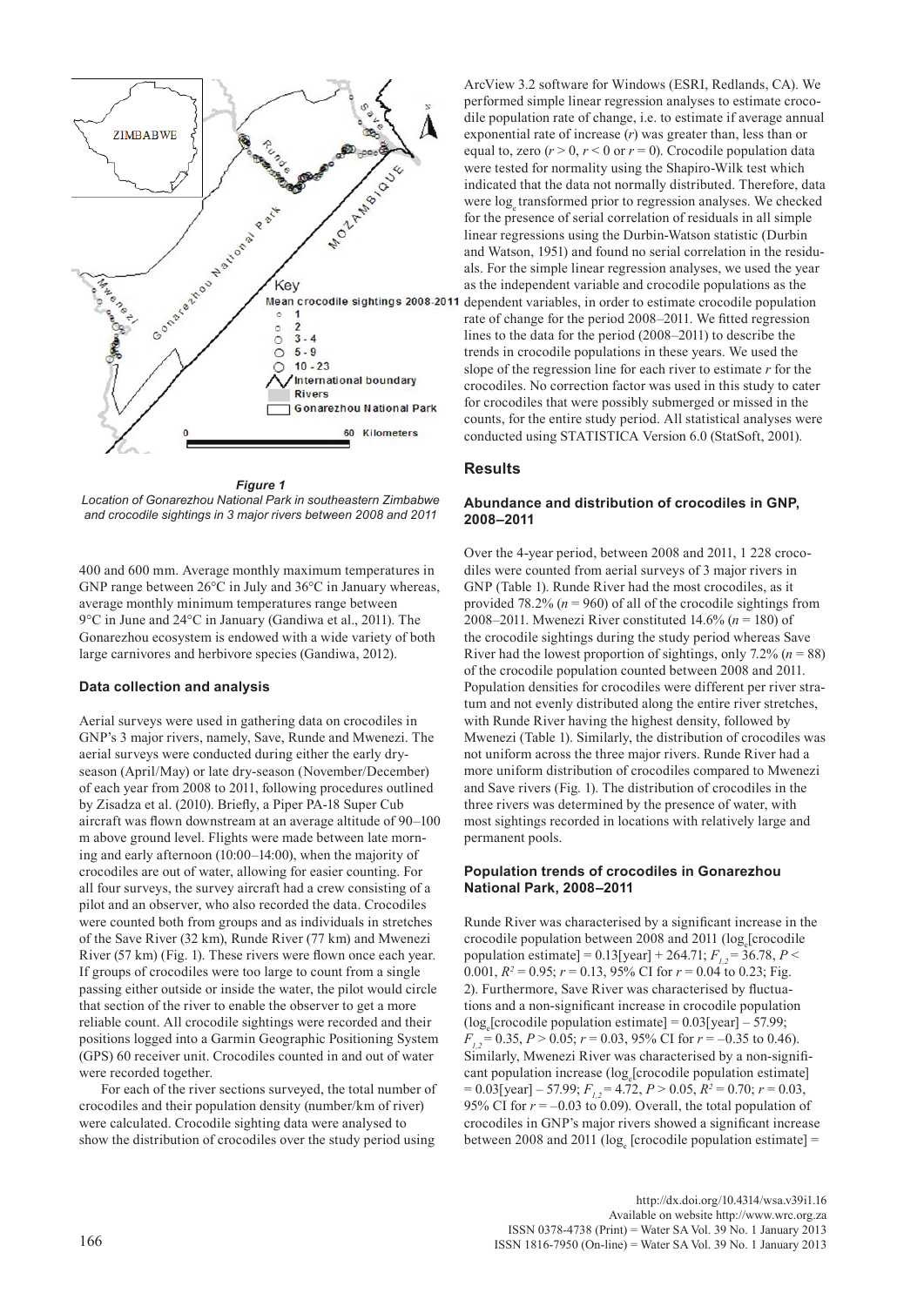**Figure 1**
*Location of Gonarezhou National Park in southeastern Zimbabwe and crocodile sightings in 3 major rivers between 2008 and 2011*

400 and 600 mm. Average monthly maximum temperatures in GNP range between 26°C in July and 36°C in January whereas, average monthly minimum temperatures range between 9°C in June and 24°C in January (Gandiwa et al., 2011). The Gonarezhou ecosystem is endowed with a wide variety of both large carnivores and herbivore species (Gandiwa, 2012).

### Data collection and analysis

Aerial surveys were used in gathering data on crocodiles in GNP's 3 major rivers, namely, Save, Runde and Mwenezi. The aerial surveys were conducted during either the early dry-season (April/May) or late dry-season (November/December) of each year from 2008 to 2011, following procedures outlined by Zisadza et al. (2010). Briefly, a Piper PA-18 Super Cub aircraft was flown downstream at an average altitude of 90–100 m above ground level. Flights were made between late morning and early afternoon (10:00–14:00), when the majority of crocodiles are out of water, allowing for easier counting. For all four surveys, the survey aircraft had a crew consisting of a pilot and an observer, who also recorded the data. Crocodiles were counted both from groups and as individuals in stretches of the Save River (32 km), Runde River (77 km) and Mwenezi River (57 km) (Fig. 1). These rivers were flown once each year. If groups of crocodiles were too large to count from a single passing either outside or inside the water, the pilot would circle that section of the river to enable the observer to get a more reliable count. All crocodile sightings were recorded and their positions logged into a Garmin Geographic Positioning System (GPS) 60 receiver unit. Crocodiles counted in and out of water were recorded together.

For each of the river sections surveyed, the total number of crocodiles and their population density (number/km of river) were calculated. Crocodile sighting data were analysed to show the distribution of crocodiles over the study period using ArcView 3.2 software for Windows (ESRI, Redlands, CA). We performed simple linear regression analyses to estimate crocodile population rate of change, i.e. to estimate if average annual exponential rate of increase ($r$) was greater than, less than or equal to, zero ($r > 0$, $r < 0$ or $r = 0$). Crocodile population data were tested for normality using the Shapiro-Wilk test which indicated that the data not normally distributed. Therefore, data were $\log_e$ transformed prior to regression analyses. We checked for the presence of serial correlation of residuals in all simple linear regressions using the Durbin-Watson statistic (Durbin and Watson, 1951) and found no serial correlation in the residuals. For the simple linear regression analyses, we used the year as the independent variable and crocodile populations as the dependent variables, in order to estimate crocodile population rate of change for the period 2008–2011. We fitted regression lines to the data for the period (2008–2011) to describe the trends in crocodile populations in these years. We used the slope of the regression line for each river to estimate $r$ for the crocodiles. No correction factor was used in this study to cater for crocodiles that were possibly submerged or missed in the counts, for the entire study period. All statistical analyses were conducted using STATISTICA Version 6.0 (StatSoft, 2001).

## Results

### Abundance and distribution of crocodiles in GNP, 2008–2011

Over the 4-year period, between 2008 and 2011, 1 228 crocodiles were counted from aerial surveys of 3 major rivers in GNP (Table 1). Runde River had the most crocodiles, as it provided 78.2% ($n = 960$) of all of the crocodile sightings from 2008–2011. Mwenezi River constituted 14.6% ($n = 180$) of the crocodile sightings during the study period whereas Save River had the lowest proportion of sightings, only 7.2% ($n = 88$) of the crocodile population counted between 2008 and 2011. Population densities for crocodiles were different per river stratum and not evenly distributed along the entire river stretches, with Runde River having the highest density, followed by Mwenezi (Table 1). Similarly, the distribution of crocodiles was not uniform across the three major rivers. Runde River had a more uniform distribution of crocodiles compared to Mwenezi and Save rivers (Fig. 1). The distribution of crocodiles in the three rivers was determined by the presence of water, with most sightings recorded in locations with relatively large and permanent pools.

### Population trends of crocodiles in Gonarezhou National Park, 2008–2011

Runde River was characterised by a significant increase in the crocodile population between 2008 and 2011 ($\log_e$[crocodile population estimate] = 0.13[year] + 264.71; $F_{1,2} = 36.78$, $P < 0.001$, $R^2 = 0.95$; $r = 0.13$, 95% CI for $r = 0.04$ to 0.23; Fig. 2). Furthermore, Save River was characterised by fluctuations and a non-significant increase in crocodile population ($\log_e$[crocodile population estimate] = 0.03[year] – 57.99; $F_{1,2} = 0.35$, $P > 0.05$; $r = 0.03$, 95% CI for $r = -0.35$ to 0.46). Similarly, Mwenezi River was characterised by a non-significant population increase ($\log_e$[crocodile population estimate] = 0.03[year] – 57.99; $F_{1,2} = 4.72$, $P > 0.05$, $R^2 = 0.70$; $r = 0.03$, 95% CI for $r = -0.03$ to 0.09). Overall, the total population of crocodiles in GNP's major rivers showed a significant increase between 2008 and 2011 ($\log_e$ [crocodile population estimate] =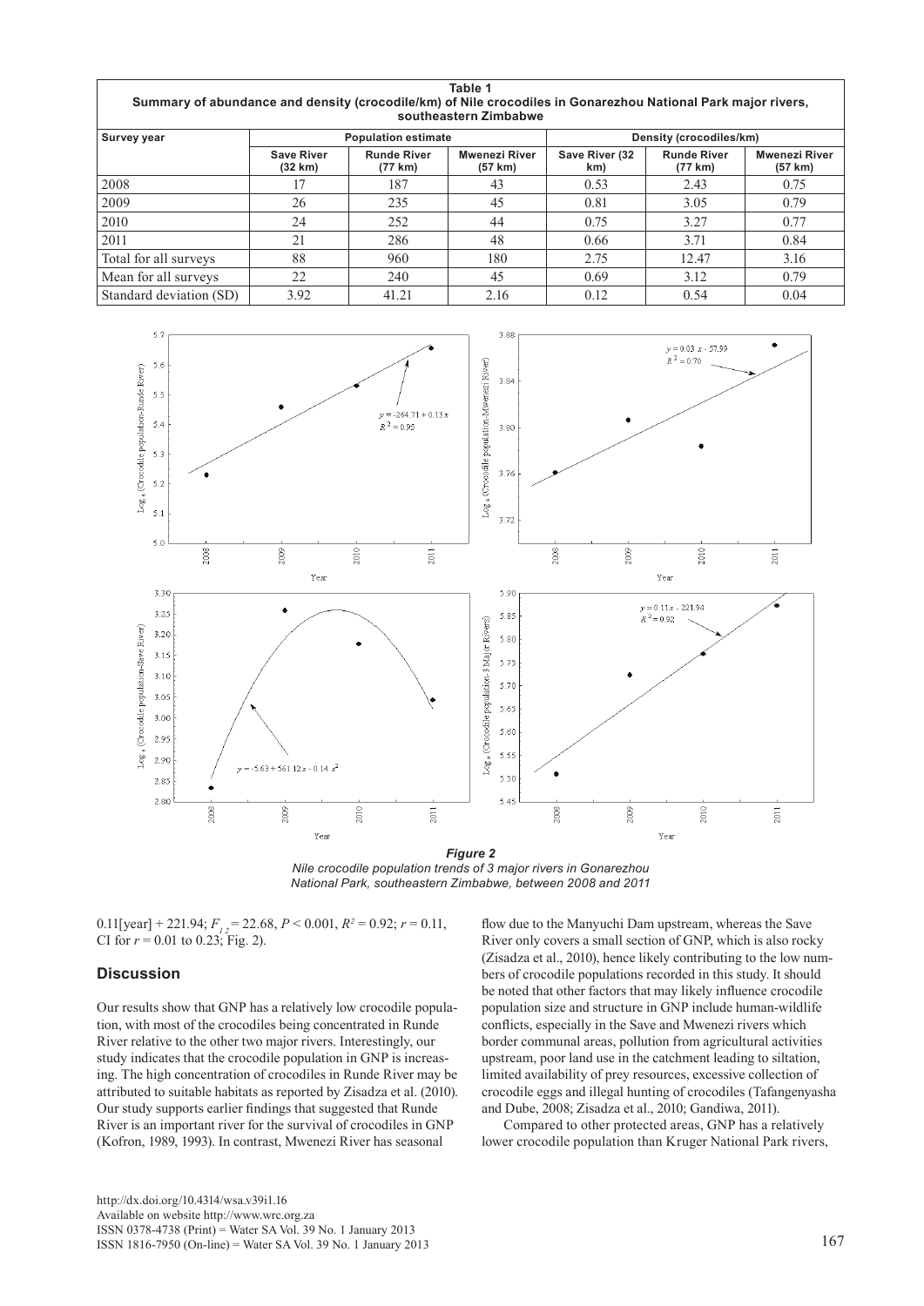**Table 1**
**Summary of abundance and density (crocodile/km) of Nile crocodiles in Gonarezhou National Park major rivers, southeastern Zimbabwe**

| Survey year | Population estimate | | | Density (crocodiles/km) | | |
|---|---|---|---|---|---|---|
| | Save River (32 km) | Runde River (77 km) | Mwenezi River (57 km) | Save River (32 km) | Runde River (77 km) | Mwenezi River (57 km) |
| 2008 | 17 | 187 | 43 | 0.53 | 2.43 | 0.75 |
| 2009 | 26 | 235 | 45 | 0.81 | 3.05 | 0.79 |
| 2010 | 24 | 252 | 44 | 0.75 | 3.27 | 0.77 |
| 2011 | 21 | 286 | 48 | 0.66 | 3.71 | 0.84 |
| Total for all surveys | 88 | 960 | 180 | 2.75 | 12.47 | 3.16 |
| Mean for all surveys | 22 | 240 | 45 | 0.69 | 3.12 | 0.79 |
| Standard deviation (SD) | 3.92 | 41.21 | 2.16 | 0.12 | 0.54 | 0.04 |

***Figure 2***
*Nile crocodile population trends of 3 major rivers in Gonarezhou National Park, southeastern Zimbabwe, between 2008 and 2011*

0.11[year] + 221.94; $F_{1,2} = 22.68$, $P < 0.001$, $R^2 = 0.92$; $r = 0.11$, CI for $r = 0.01$ to 0.23; Fig. 2).

## Discussion

Our results show that GNP has a relatively low crocodile population, with most of the crocodiles being concentrated in Runde River relative to the other two major rivers. Interestingly, our study indicates that the crocodile population in GNP is increasing. The high concentration of crocodiles in Runde River may be attributed to suitable habitats as reported by Zisadza et al. (2010). Our study supports earlier findings that suggested that Runde River is an important river for the survival of crocodiles in GNP (Kofron, 1989, 1993). In contrast, Mwenezi River has seasonal flow due to the Manyuchi Dam upstream, whereas the Save River only covers a small section of GNP, which is also rocky (Zisadza et al., 2010), hence likely contributing to the low numbers of crocodile populations recorded in this study. It should be noted that other factors that may likely influence crocodile population size and structure in GNP include human-wildlife conflicts, especially in the Save and Mwenezi rivers which border communal areas, pollution from agricultural activities upstream, poor land use in the catchment leading to siltation, limited availability of prey resources, excessive collection of crocodile eggs and illegal hunting of crocodiles (Tafangenyasha and Dube, 2008; Zisadza et al., 2010; Gandiwa, 2011).

Compared to other protected areas, GNP has a relatively lower crocodile population than Kruger National Park rivers,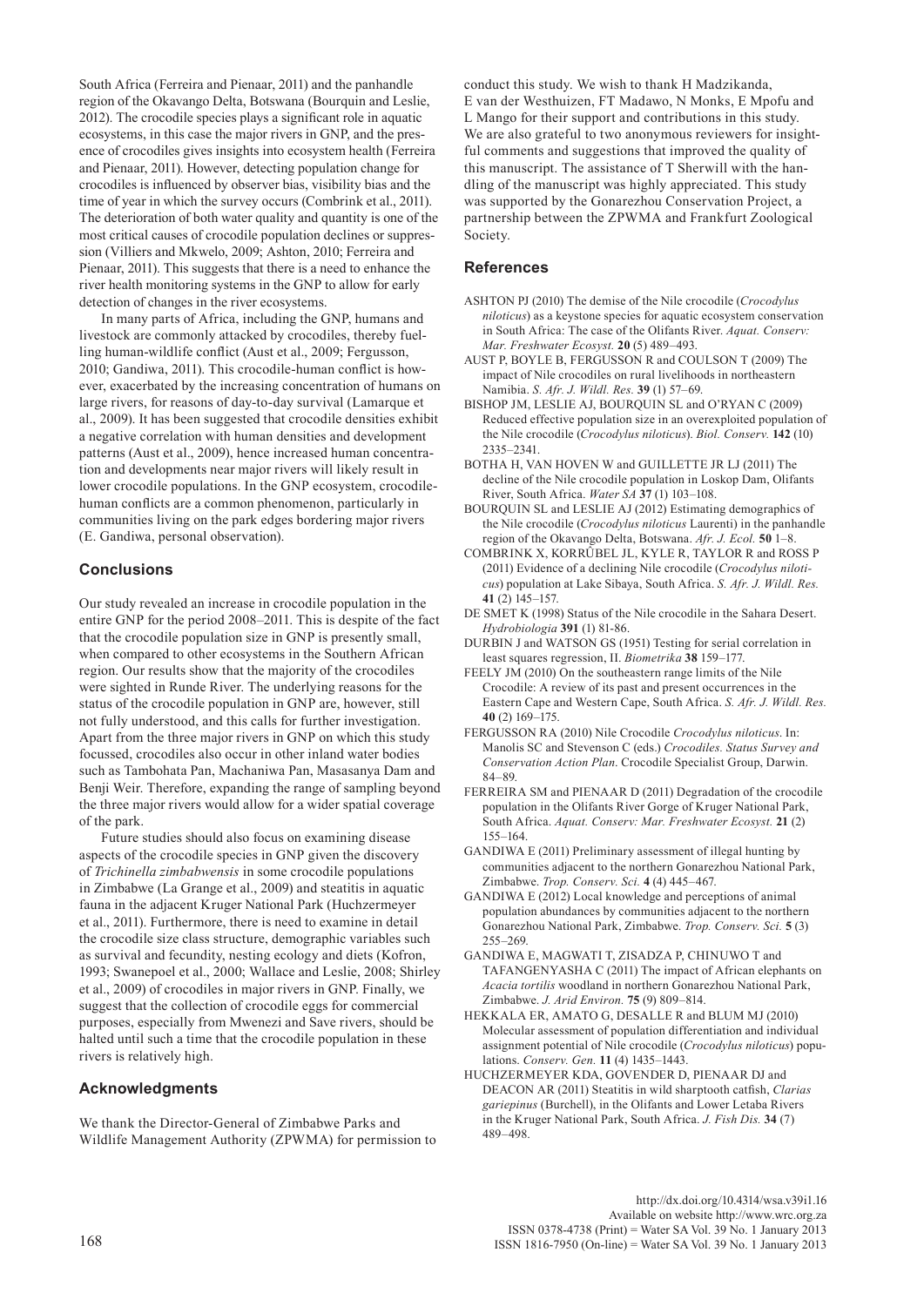South Africa (Ferreira and Pienaar, 2011) and the panhandle region of the Okavango Delta, Botswana (Bourquin and Leslie, 2012). The crocodile species plays a significant role in aquatic ecosystems, in this case the major rivers in GNP, and the presence of crocodiles gives insights into ecosystem health (Ferreira and Pienaar, 2011). However, detecting population change for crocodiles is influenced by observer bias, visibility bias and the time of year in which the survey occurs (Combrink et al., 2011). The deterioration of both water quality and quantity is one of the most critical causes of crocodile population declines or suppression (Villiers and Mkwelo, 2009; Ashton, 2010; Ferreira and Pienaar, 2011). This suggests that there is a need to enhance the river health monitoring systems in the GNP to allow for early detection of changes in the river ecosystems.

In many parts of Africa, including the GNP, humans and livestock are commonly attacked by crocodiles, thereby fuelling human-wildlife conflict (Aust et al., 2009; Fergusson, 2010; Gandiwa, 2011). This crocodile-human conflict is however, exacerbated by the increasing concentration of humans on large rivers, for reasons of day-to-day survival (Lamarque et al., 2009). It has been suggested that crocodile densities exhibit a negative correlation with human densities and development patterns (Aust et al., 2009), hence increased human concentration and developments near major rivers will likely result in lower crocodile populations. In the GNP ecosystem, crocodile-human conflicts are a common phenomenon, particularly in communities living on the park edges bordering major rivers (E. Gandiwa, personal observation).

## Conclusions

Our study revealed an increase in crocodile population in the entire GNP for the period 2008–2011. This is despite of the fact that the crocodile population size in GNP is presently small, when compared to other ecosystems in the Southern African region. Our results show that the majority of the crocodiles were sighted in Runde River. The underlying reasons for the status of the crocodile population in GNP are, however, still not fully understood, and this calls for further investigation. Apart from the three major rivers in GNP on which this study focussed, crocodiles also occur in other inland water bodies such as Tambohata Pan, Machaniwa Pan, Masasanya Dam and Benji Weir. Therefore, expanding the range of sampling beyond the three major rivers would allow for a wider spatial coverage of the park.

Future studies should also focus on examining disease aspects of the crocodile species in GNP given the discovery of *Trichinella zimbabwensis* in some crocodile populations in Zimbabwe (La Grange et al., 2009) and steatitis in aquatic fauna in the adjacent Kruger National Park (Huchzermeyer et al., 2011). Furthermore, there is need to examine in detail the crocodile size class structure, demographic variables such as survival and fecundity, nesting ecology and diets (Kofron, 1993; Swanepoel et al., 2000; Wallace and Leslie, 2008; Shirley et al., 2009) of crocodiles in major rivers in GNP. Finally, we suggest that the collection of crocodile eggs for commercial purposes, especially from Mwenezi and Save rivers, should be halted until such a time that the crocodile population in these rivers is relatively high.

## Acknowledgments

We thank the Director-General of Zimbabwe Parks and Wildlife Management Authority (ZPWMA) for permission to conduct this study. We wish to thank H Madzikanda, E van der Westhuizen, FT Madawo, N Monks, E Mpofu and L Mango for their support and contributions in this study. We are also grateful to two anonymous reviewers for insightful comments and suggestions that improved the quality of this manuscript. The assistance of T Sherwill with the handling of the manuscript was highly appreciated. This study was supported by the Gonarezhou Conservation Project, a partnership between the ZPWMA and Frankfurt Zoological Society.

## References

ASHTON PJ (2010) The demise of the Nile crocodile (*Crocodylus niloticus*) as a keystone species for aquatic ecosystem conservation in South Africa: The case of the Olifants River. *Aquat. Conserv: Mar. Freshwater Ecosyst.* **20** (5) 489–493.

AUST P, BOYLE B, FERGUSSON R and COULSON T (2009) The impact of Nile crocodiles on rural livelihoods in northeastern Namibia. *S. Afr. J. Wildl. Res.* **39** (1) 57–69.

BISHOP JM, LESLIE AJ, BOURQUIN SL and O'RYAN C (2009) Reduced effective population size in an overexploited population of the Nile crocodile (*Crocodylus niloticus*). *Biol. Conserv.* **142** (10) 2335–2341.

BOTHA H, VAN HOVEN W and GUILLETTE JR LJ (2011) The decline of the Nile crocodile population in Loskop Dam, Olifants River, South Africa. *Water SA* **37** (1) 103–108.

BOURQUIN SL and LESLIE AJ (2012) Estimating demographics of the Nile crocodile (*Crocodylus niloticus* Laurenti) in the panhandle region of the Okavango Delta, Botswana. *Afr. J. Ecol.* **50** 1–8.

COMBRINK X, KORRŰBEL JL, KYLE R, TAYLOR R and ROSS P (2011) Evidence of a declining Nile crocodile (*Crocodylus niloticus*) population at Lake Sibaya, South Africa. *S. Afr. J. Wildl. Res.* **41** (2) 145–157.

DE SMET K (1998) Status of the Nile crocodile in the Sahara Desert. *Hydrobiologia* **391** (1) 81-86.

DURBIN J and WATSON GS (1951) Testing for serial correlation in least squares regression, II. *Biometrika* **38** 159–177.

FEELY JM (2010) On the southeastern range limits of the Nile Crocodile: A review of its past and present occurrences in the Eastern Cape and Western Cape, South Africa. *S. Afr. J. Wildl. Res.* **40** (2) 169–175.

FERGUSSON RA (2010) Nile Crocodile *Crocodylus niloticus*. In: Manolis SC and Stevenson C (eds.) *Crocodiles. Status Survey and Conservation Action Plan*. Crocodile Specialist Group, Darwin. 84–89.

FERREIRA SM and PIENAAR D (2011) Degradation of the crocodile population in the Olifants River Gorge of Kruger National Park, South Africa. *Aquat. Conserv: Mar. Freshwater Ecosyst.* **21** (2) 155–164.

GANDIWA E (2011) Preliminary assessment of illegal hunting by communities adjacent to the northern Gonarezhou National Park, Zimbabwe. *Trop. Conserv. Sci.* **4** (4) 445–467.

GANDIWA E (2012) Local knowledge and perceptions of animal population abundances by communities adjacent to the northern Gonarezhou National Park, Zimbabwe. *Trop. Conserv. Sci.* **5** (3) 255–269.

GANDIWA E, MAGWATI T, ZISADZA P, CHINUWO T and TAFANGENYASHA C (2011) The impact of African elephants on *Acacia tortilis* woodland in northern Gonarezhou National Park, Zimbabwe. *J. Arid Environ.* **75** (9) 809–814.

HEKKALA ER, AMATO G, DESALLE R and BLUM MJ (2010) Molecular assessment of population differentiation and individual assignment potential of Nile crocodile (*Crocodylus niloticus*) populations. *Conserv. Gen.* **11** (4) 1435–1443.

HUCHZERMEYER KDA, GOVENDER D, PIENAAR DJ and DEACON AR (2011) Steatitis in wild sharptooth catfish, *Clarias gariepinus* (Burchell), in the Olifants and Lower Letaba Rivers in the Kruger National Park, South Africa. *J. Fish Dis.* **34** (7) 489–498.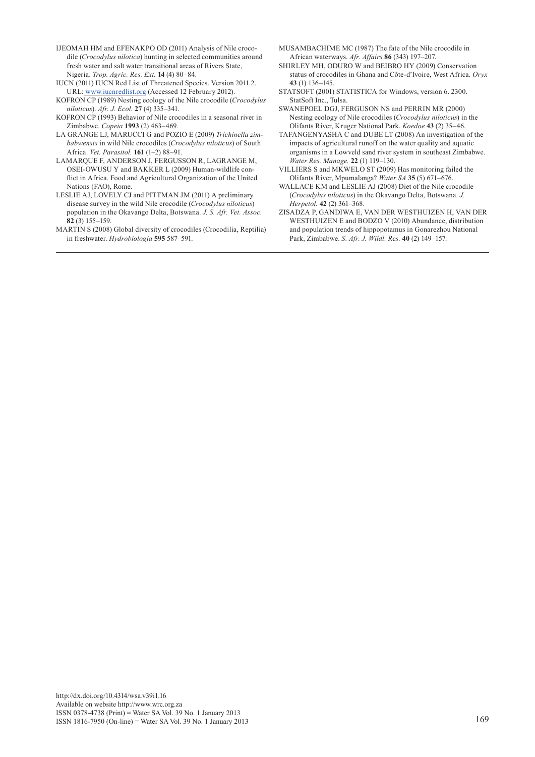IJEOMAH HM and EFENAKPO OD (2011) Analysis of Nile crocodile (*Crocodylus nilotica*) hunting in selected communities around fresh water and salt water transitional areas of Rivers State, Nigeria. *Trop. Agric. Res. Ext.* **14** (4) 80–84.

IUCN (2011) IUCN Red List of Threatened Species. Version 2011.2. URL: www.iucnredlist.org (Accessed 12 February 2012).

KOFRON CP (1989) Nesting ecology of the Nile crocodile (*Crocodylus niloticus*). *Afr. J. Ecol.* **27** (4) 335–341.

KOFRON CP (1993) Behavior of Nile crocodiles in a seasonal river in Zimbabwe. *Copeia* **1993** (2) 463–469.

LA GRANGE LJ, MARUCCI G and POZIO E (2009) *Trichinella zimbabwensis* in wild Nile crocodiles (*Crocodylus niloticus*) of South Africa. *Vet. Parasitol.* **161** (1–2) 88–91.

LAMARQUE F, ANDERSON J, FERGUSSON R, LAGRANGE M, OSEI-OWUSU Y and BAKKER L (2009) Human-wildlife conflict in Africa. Food and Agricultural Organization of the United Nations (FAO), Rome.

LESLIE AJ, LOVELY CJ and PITTMAN JM (2011) A preliminary disease survey in the wild Nile crocodile (*Crocodylus niloticus*) population in the Okavango Delta, Botswana. *J. S. Afr. Vet. Assoc.* **82** (3) 155–159.

MARTIN S (2008) Global diversity of crocodiles (Crocodilia, Reptilia) in freshwater. *Hydrobiologia* **595** 587–591.

MUSAMBACHIME MC (1987) The fate of the Nile crocodile in African waterways. *Afr. Affairs* **86** (343) 197–207.

SHIRLEY MH, ODURO W and BEIBRO HY (2009) Conservation status of crocodiles in Ghana and Côte-d'Ivoire, West Africa. *Oryx* **43** (1) 136–145.

STATSOFT (2001) STATISTICA for Windows, version 6. 2300. StatSoft Inc., Tulsa.

SWANEPOEL DGJ, FERGUSON NS and PERRIN MR (2000) Nesting ecology of Nile crocodiles (*Crocodylus niloticus*) in the Olifants River, Kruger National Park. *Koedoe* **43** (2) 35–46.

TAFANGENYASHA C and DUBE LT (2008) An investigation of the impacts of agricultural runoff on the water quality and aquatic organisms in a Lowveld sand river system in southeast Zimbabwe. *Water Res. Manage.* **22** (1) 119–130.

VILLIERS S and MKWELO ST (2009) Has monitoring failed the Olifants River, Mpumalanga? *Water SA* **35** (5) 671–676.

WALLACE KM and LESLIE AJ (2008) Diet of the Nile crocodile (*Crocodylus niloticus*) in the Okavango Delta, Botswana. *J. Herpetol.* **42** (2) 361–368.

ZISADZA P, GANDIWA E, VAN DER WESTHUIZEN H, VAN DER WESTHUIZEN E and BODZO V (2010) Abundance, distribution and population trends of hippopotamus in Gonarezhou National Park, Zimbabwe. *S. Afr. J. Wildl. Res.* **40** (2) 149–157.